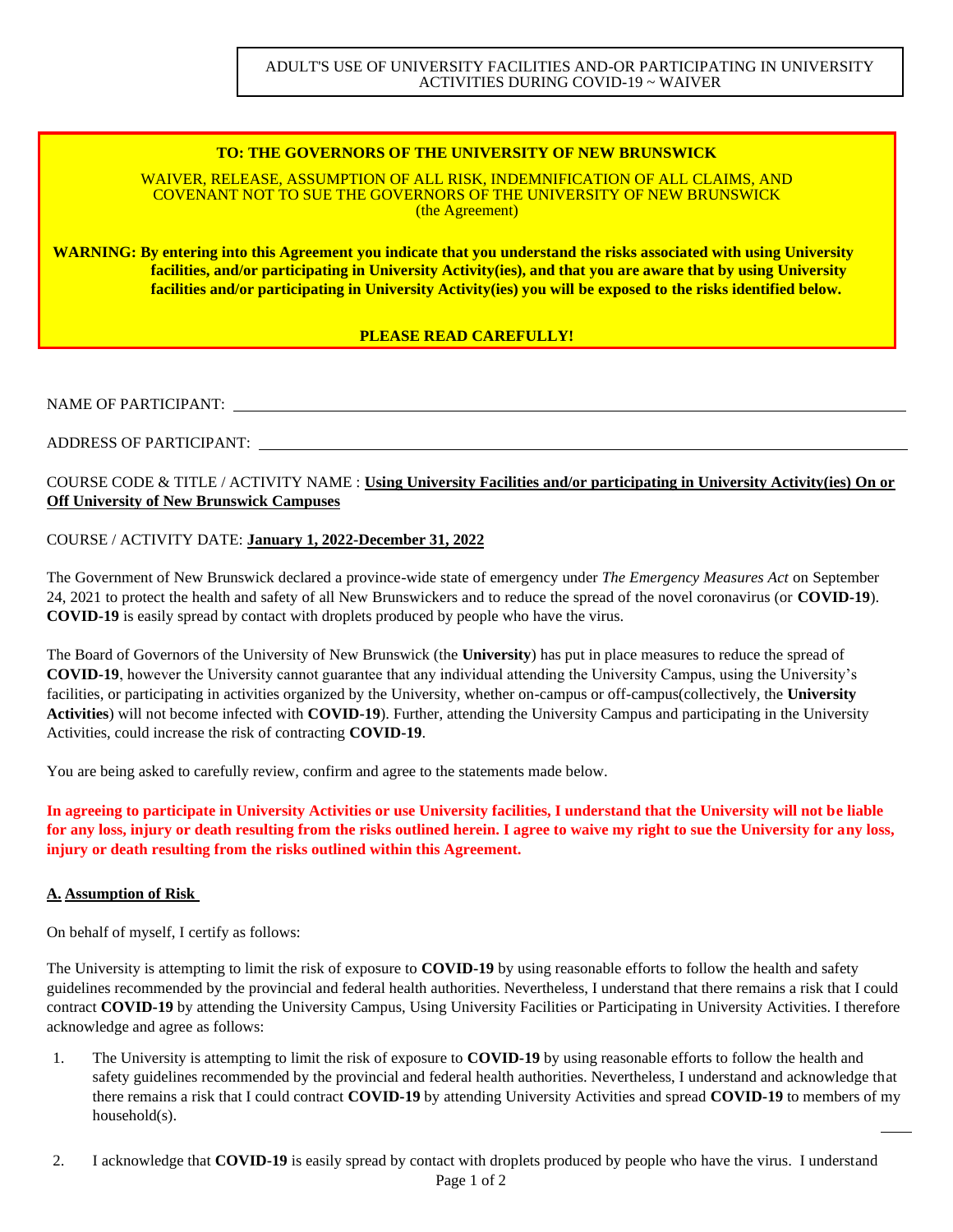ADULT'S USE OF UNIVERSITY FACILITIES AND-OR PARTICIPATING IN UNIVERSITY ACTIVITIES DURING COVID-19 ~ WAIVER

**TO: THE GOVERNORS OF THE UNIVERSITY OF NEW BRUNSWICK**

WAIVER, RELEASE, ASSUMPTION OF ALL RISK, INDEMNIFICATION OF ALL CLAIMS, AND COVENANT NOT TO SUE THE GOVERNORS OF THE UNIVERSITY OF NEW BRUNSWICK (the Agreement)

**WARNING: By entering into this Agreement you indicate that you understand the risks associated with using University facilities, and/or participating in University Activity(ies), and that you are aware that by using University facilities and/or participating in University Activity(ies) you will be exposed to the risks identified below.**

**PLEASE READ CAREFULLY!**

NAME OF PARTICIPANT: ______________________________

ADDRESS OF PARTICIPANT: ______________________________

COURSE CODE & TITLE / ACTIVITY NAME : **Using University Facilities and/or participating in University Activity(ies) On or Off University of New Brunswick Campuses**

COURSE / ACTIVITY DATE: **January 1, 2022-December 31, 2022**

The Government of New Brunswick declared a province-wide state of emergency under *The Emergency Measures Act* on September 24, 2021 to protect the health and safety of all New Brunswickers and to reduce the spread of the novel coronavirus (or **COVID-19**). **COVID-19** is easily spread by contact with droplets produced by people who have the virus.

The Board of Governors of the University of New Brunswick (the **University**) has put in place measures to reduce the spread of **COVID-19**, however the University cannot guarantee that any individual attending the University Campus, using the University's facilities, or participating in activities organized by the University, whether on-campus or off-campus(collectively, the **University Activities**) will not become infected with **COVID-19**). Further, attending the University Campus and participating in the University Activities, could increase the risk of contracting **COVID-19**.

You are being asked to carefully review, confirm and agree to the statements made below.

**In agreeing to participate in University Activities or use University facilities, I understand that the University will not be liable for any loss, injury or death resulting from the risks outlined herein. I agree to waive my right to sue the University for any loss, injury or death resulting from the risks outlined within this Agreement.**

## A. Assumption of Risk

On behalf of myself, I certify as follows:

The University is attempting to limit the risk of exposure to **COVID-19** by using reasonable efforts to follow the health and safety guidelines recommended by the provincial and federal health authorities. Nevertheless, I understand that there remains a risk that I could contract **COVID-19** by attending the University Campus, Using University Facilities or Participating in University Activities. I therefore acknowledge and agree as follows:

1. The University is attempting to limit the risk of exposure to **COVID-19** by using reasonable efforts to follow the health and safety guidelines recommended by the provincial and federal health authorities. Nevertheless, I understand and acknowledge that there remains a risk that I could contract **COVID-19** by attending University Activities and spread **COVID-19** to members of my household(s). ____

2. I acknowledge that **COVID-19** is easily spread by contact with droplets produced by people who have the virus. I understand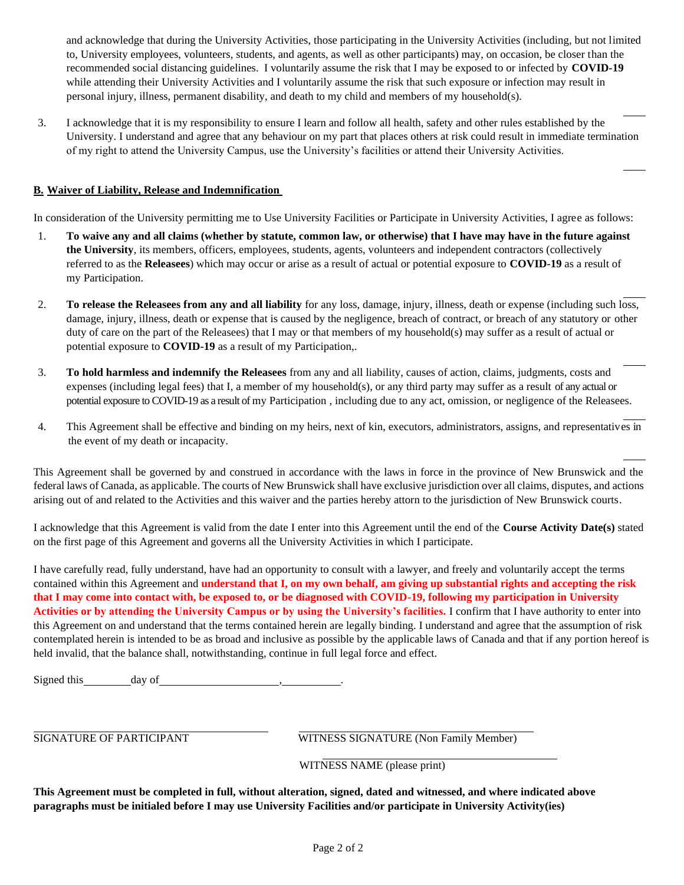and acknowledge that during the University Activities, those participating in the University Activities (including, but not limited to, University employees, volunteers, students, and agents, as well as other participants) may, on occasion, be closer than the recommended social distancing guidelines. I voluntarily assume the risk that I may be exposed to or infected by **COVID-19** while attending their University Activities and I voluntarily assume the risk that such exposure or infection may result in personal injury, illness, permanent disability, and death to my child and members of my household(s).

3. I acknowledge that it is my responsibility to ensure I learn and follow all health, safety and other rules established by the University. I understand and agree that any behaviour on my part that places others at risk could result in immediate termination of my right to attend the University Campus, use the University's facilities or attend their University Activities.

**B. Waiver of Liability, Release and Indemnification**

In consideration of the University permitting me to Use University Facilities or Participate in University Activities, I agree as follows:

1. **To waive any and all claims (whether by statute, common law, or otherwise) that I have may have in the future against the University**, its members, officers, employees, students, agents, volunteers and independent contractors (collectively referred to as the **Releasees**) which may occur or arise as a result of actual or potential exposure to **COVID-19** as a result of my Participation.

2. **To release the Releasees from any and all liability** for any loss, damage, injury, illness, death or expense (including such loss, damage, injury, illness, death or expense that is caused by the negligence, breach of contract, or breach of any statutory or other duty of care on the part of the Releasees) that I may or that members of my household(s) may suffer as a result of actual or potential exposure to **COVID-19** as a result of my Participation,.

3. **To hold harmless and indemnify the Releasees** from any and all liability, causes of action, claims, judgments, costs and expenses (including legal fees) that I, a member of my household(s), or any third party may suffer as a result of any actual or potential exposure to COVID-19 as a result of my Participation , including due to any act, omission, or negligence of the Releasees.

4. This Agreement shall be effective and binding on my heirs, next of kin, executors, administrators, assigns, and representatives in the event of my death or incapacity.

This Agreement shall be governed by and construed in accordance with the laws in force in the province of New Brunswick and the federal laws of Canada, as applicable. The courts of New Brunswick shall have exclusive jurisdiction over all claims, disputes, and actions arising out of and related to the Activities and this waiver and the parties hereby attorn to the jurisdiction of New Brunswick courts.

I acknowledge that this Agreement is valid from the date I enter into this Agreement until the end of the **Course Activity Date(s)** stated on the first page of this Agreement and governs all the University Activities in which I participate.

I have carefully read, fully understand, have had an opportunity to consult with a lawyer, and freely and voluntarily accept the terms contained within this Agreement and **understand that I, on my own behalf, am giving up substantial rights and accepting the risk that I may come into contact with, be exposed to, or be diagnosed with COVID-19, following my participation in University Activities or by attending the University Campus or by using the University's facilities.** I confirm that I have authority to enter into this Agreement on and understand that the terms contained herein are legally binding. I understand and agree that the assumption of risk contemplated herein is intended to be as broad and inclusive as possible by the applicable laws of Canada and that if any portion hereof is held invalid, that the balance shall, notwithstanding, continue in full legal force and effect.

Signed this ________ day of ____________________, __________.

______________________________ SIGNATURE OF PARTICIPANT

______________________________ WITNESS SIGNATURE (Non Family Member)

______________________________ WITNESS NAME (please print)

**This Agreement must be completed in full, without alteration, signed, dated and witnessed, and where indicated above paragraphs must be initialed before I may use University Facilities and/or participate in University Activity(ies)**